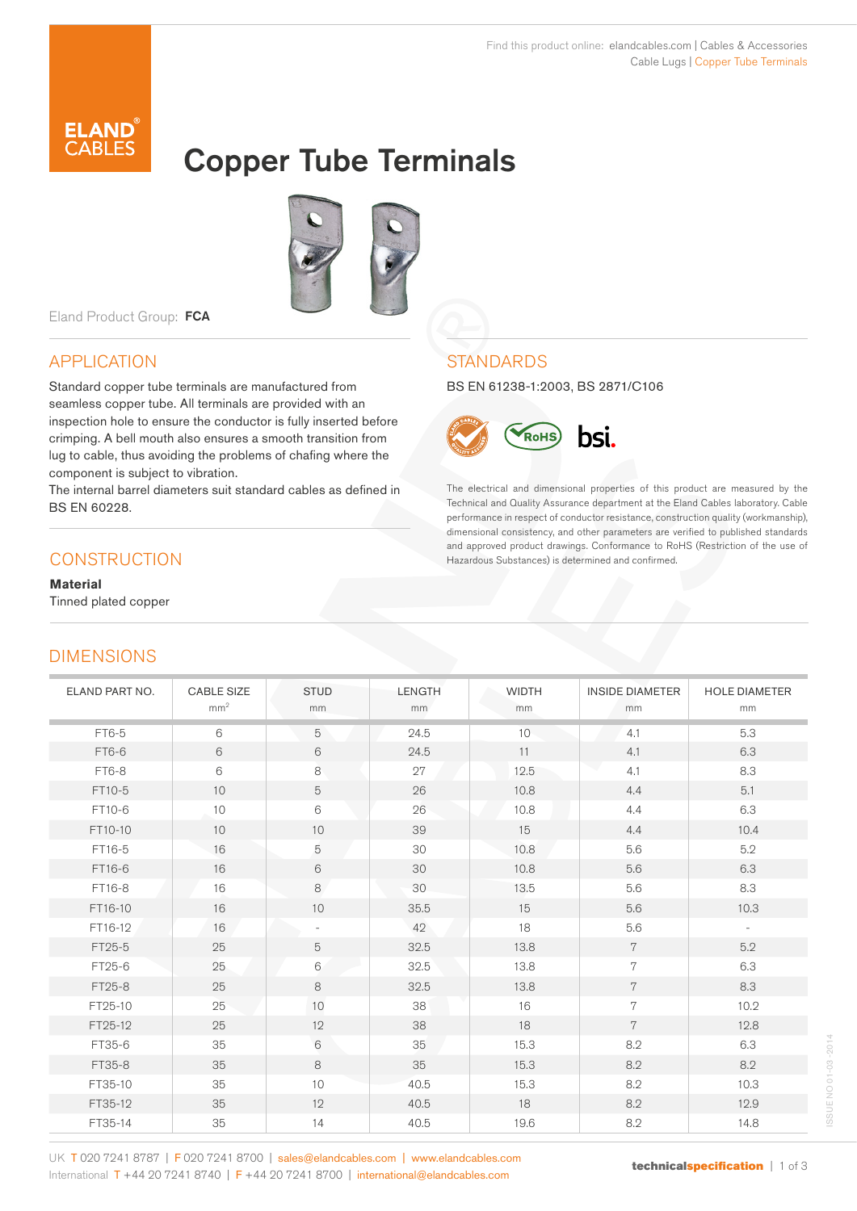Find this product online: elandcables.com | Cables & Accessories
Cable Lugs | Copper Tube Terminals

# Copper Tube Terminals

Eland Product Group: **FCA**

## APPLICATION

Standard copper tube terminals are manufactured from seamless copper tube. All terminals are provided with an inspection hole to ensure the conductor is fully inserted before crimping. A bell mouth also ensures a smooth transition from lug to cable, thus avoiding the problems of chafing where the component is subject to vibration.
The internal barrel diameters suit standard cables as defined in BS EN 60228.

## CONSTRUCTION

**Material**
Tinned plated copper

## STANDARDS

BS EN 61238-1:2003, BS 2871/C106

The electrical and dimensional properties of this product are measured by the Technical and Quality Assurance department at the Eland Cables laboratory. Cable performance in respect of conductor resistance, construction quality (workmanship), dimensional consistency, and other parameters are verified to published standards and approved product drawings. Conformance to RoHS (Restriction of the use of Hazardous Substances) is determined and confirmed.

## DIMENSIONS

| ELAND PART NO. | CABLE SIZE $mm^2$ | STUD mm | LENGTH mm | WIDTH mm | INSIDE DIAMETER mm | HOLE DIAMETER mm |
|---|---|---|---|---|---|---|
| FT6-5 | 6 | 5 | 24.5 | 10 | 4.1 | 5.3 |
| FT6-6 | 6 | 6 | 24.5 | 11 | 4.1 | 6.3 |
| FT6-8 | 6 | 8 | 27 | 12.5 | 4.1 | 8.3 |
| FT10-5 | 10 | 5 | 26 | 10.8 | 4.4 | 5.1 |
| FT10-6 | 10 | 6 | 26 | 10.8 | 4.4 | 6.3 |
| FT10-10 | 10 | 10 | 39 | 15 | 4.4 | 10.4 |
| FT16-5 | 16 | 5 | 30 | 10.8 | 5.6 | 5.2 |
| FT16-6 | 16 | 6 | 30 | 10.8 | 5.6 | 6.3 |
| FT16-8 | 16 | 8 | 30 | 13.5 | 5.6 | 8.3 |
| FT16-10 | 16 | 10 | 35.5 | 15 | 5.6 | 10.3 |
| FT16-12 | 16 | - | 42 | 18 | 5.6 | - |
| FT25-5 | 25 | 5 | 32.5 | 13.8 | 7 | 5.2 |
| FT25-6 | 25 | 6 | 32.5 | 13.8 | 7 | 6.3 |
| FT25-8 | 25 | 8 | 32.5 | 13.8 | 7 | 8.3 |
| FT25-10 | 25 | 10 | 38 | 16 | 7 | 10.2 |
| FT25-12 | 25 | 12 | 38 | 18 | 7 | 12.8 |
| FT35-6 | 35 | 6 | 35 | 15.3 | 8.2 | 6.3 |
| FT35-8 | 35 | 8 | 35 | 15.3 | 8.2 | 8.2 |
| FT35-10 | 35 | 10 | 40.5 | 15.3 | 8.2 | 10.3 |
| FT35-12 | 35 | 12 | 40.5 | 18 | 8.2 | 12.9 |
| FT35-14 | 35 | 14 | 40.5 | 19.6 | 8.2 | 14.8 |

UK T 020 7241 8787 | F 020 7241 8700 | sales@elandcables.com | www.elandcables.com
International T +44 20 7241 8740 | F +44 20 7241 8700 | international@elandcables.com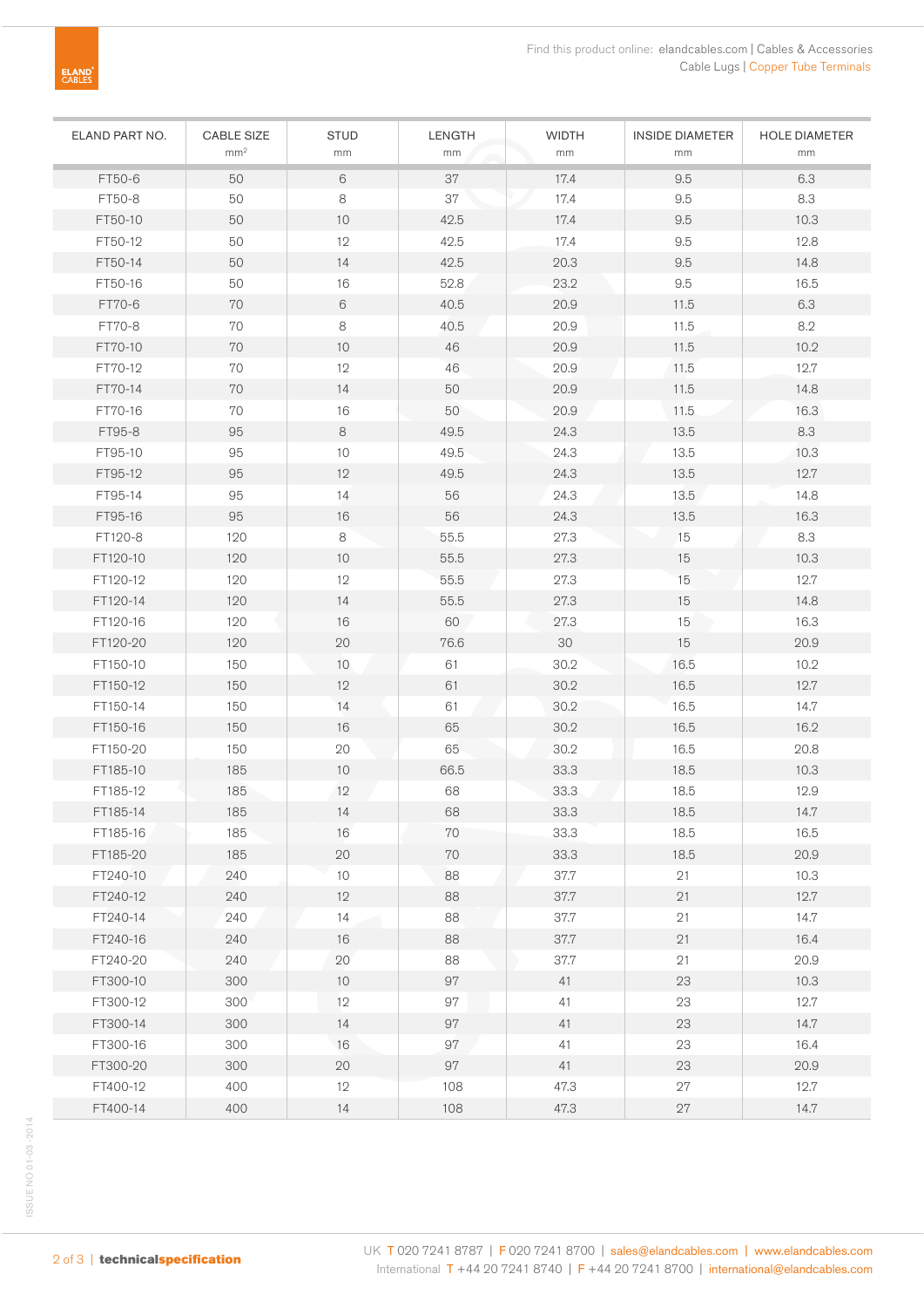| ELAND PART NO. | CABLE SIZE $mm^2$ | STUD mm | LENGTH mm | WIDTH mm | INSIDE DIAMETER mm | HOLE DIAMETER mm |
|---|---|---|---|---|---|---|
| FT50-6 | 50 | 6 | 37 | 17.4 | 9.5 | 6.3 |
| FT50-8 | 50 | 8 | 37 | 17.4 | 9.5 | 8.3 |
| FT50-10 | 50 | 10 | 42.5 | 17.4 | 9.5 | 10.3 |
| FT50-12 | 50 | 12 | 42.5 | 17.4 | 9.5 | 12.8 |
| FT50-14 | 50 | 14 | 42.5 | 20.3 | 9.5 | 14.8 |
| FT50-16 | 50 | 16 | 52.8 | 23.2 | 9.5 | 16.5 |
| FT70-6 | 70 | 6 | 40.5 | 20.9 | 11.5 | 6.3 |
| FT70-8 | 70 | 8 | 40.5 | 20.9 | 11.5 | 8.2 |
| FT70-10 | 70 | 10 | 46 | 20.9 | 11.5 | 10.2 |
| FT70-12 | 70 | 12 | 46 | 20.9 | 11.5 | 12.7 |
| FT70-14 | 70 | 14 | 50 | 20.9 | 11.5 | 14.8 |
| FT70-16 | 70 | 16 | 50 | 20.9 | 11.5 | 16.3 |
| FT95-8 | 95 | 8 | 49.5 | 24.3 | 13.5 | 8.3 |
| FT95-10 | 95 | 10 | 49.5 | 24.3 | 13.5 | 10.3 |
| FT95-12 | 95 | 12 | 49.5 | 24.3 | 13.5 | 12.7 |
| FT95-14 | 95 | 14 | 56 | 24.3 | 13.5 | 14.8 |
| FT95-16 | 95 | 16 | 56 | 24.3 | 13.5 | 16.3 |
| FT120-8 | 120 | 8 | 55.5 | 27.3 | 15 | 8.3 |
| FT120-10 | 120 | 10 | 55.5 | 27.3 | 15 | 10.3 |
| FT120-12 | 120 | 12 | 55.5 | 27.3 | 15 | 12.7 |
| FT120-14 | 120 | 14 | 55.5 | 27.3 | 15 | 14.8 |
| FT120-16 | 120 | 16 | 60 | 27.3 | 15 | 16.3 |
| FT120-20 | 120 | 20 | 76.6 | 30 | 15 | 20.9 |
| FT150-10 | 150 | 10 | 61 | 30.2 | 16.5 | 10.2 |
| FT150-12 | 150 | 12 | 61 | 30.2 | 16.5 | 12.7 |
| FT150-14 | 150 | 14 | 61 | 30.2 | 16.5 | 14.7 |
| FT150-16 | 150 | 16 | 65 | 30.2 | 16.5 | 16.2 |
| FT150-20 | 150 | 20 | 65 | 30.2 | 16.5 | 20.8 |
| FT185-10 | 185 | 10 | 66.5 | 33.3 | 18.5 | 10.3 |
| FT185-12 | 185 | 12 | 68 | 33.3 | 18.5 | 12.9 |
| FT185-14 | 185 | 14 | 68 | 33.3 | 18.5 | 14.7 |
| FT185-16 | 185 | 16 | 70 | 33.3 | 18.5 | 16.5 |
| FT185-20 | 185 | 20 | 70 | 33.3 | 18.5 | 20.9 |
| FT240-10 | 240 | 10 | 88 | 37.7 | 21 | 10.3 |
| FT240-12 | 240 | 12 | 88 | 37.7 | 21 | 12.7 |
| FT240-14 | 240 | 14 | 88 | 37.7 | 21 | 14.7 |
| FT240-16 | 240 | 16 | 88 | 37.7 | 21 | 16.4 |
| FT240-20 | 240 | 20 | 88 | 37.7 | 21 | 20.9 |
| FT300-10 | 300 | 10 | 97 | 41 | 23 | 10.3 |
| FT300-12 | 300 | 12 | 97 | 41 | 23 | 12.7 |
| FT300-14 | 300 | 14 | 97 | 41 | 23 | 14.7 |
| FT300-16 | 300 | 16 | 97 | 41 | 23 | 16.4 |
| FT300-20 | 300 | 20 | 97 | 41 | 23 | 20.9 |
| FT400-12 | 400 | 12 | 108 | 47.3 | 27 | 12.7 |
| FT400-14 | 400 | 14 | 108 | 47.3 | 27 | 14.7 |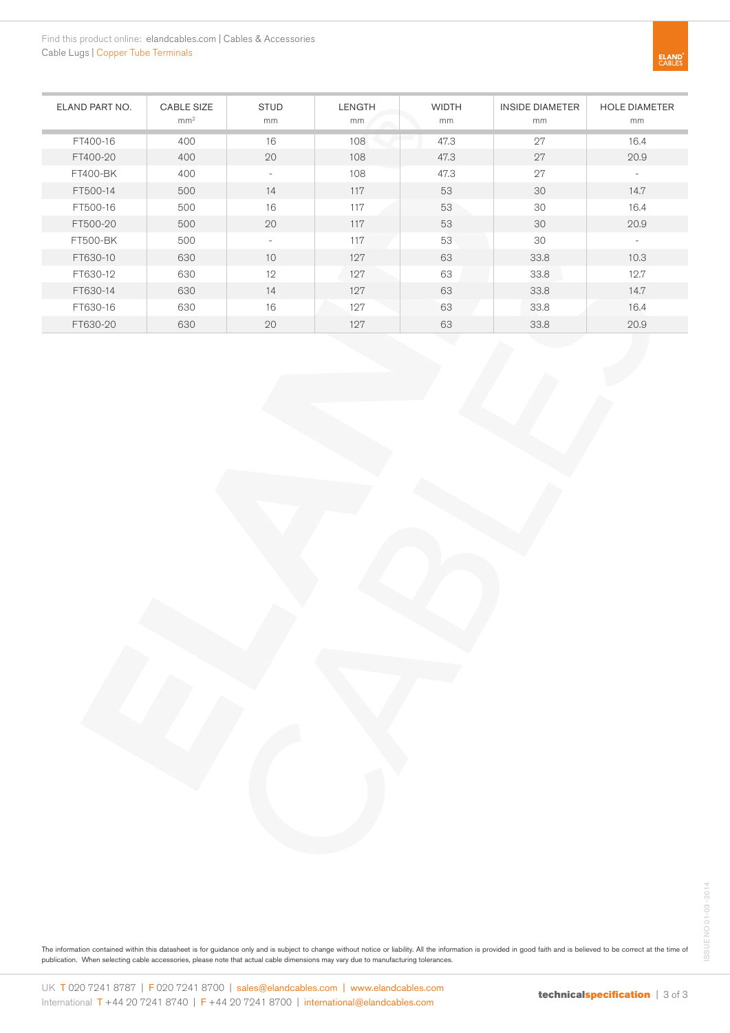Find this product online: elandcables.com | Cables & Accessories
Cable Lugs | Copper Tube Terminals

| ELAND PART NO. | CABLE SIZE mm² | STUD mm | LENGTH mm | WIDTH mm | INSIDE DIAMETER mm | HOLE DIAMETER mm |
|---|---|---|---|---|---|---|
| FT400-16 | 400 | 16 | 108 | 47.3 | 27 | 16.4 |
| FT400-20 | 400 | 20 | 108 | 47.3 | 27 | 20.9 |
| FT400-BK | 400 | - | 108 | 47.3 | 27 | - |
| FT500-14 | 500 | 14 | 117 | 53 | 30 | 14.7 |
| FT500-16 | 500 | 16 | 117 | 53 | 30 | 16.4 |
| FT500-20 | 500 | 20 | 117 | 53 | 30 | 20.9 |
| FT500-BK | 500 | - | 117 | 53 | 30 | - |
| FT630-10 | 630 | 10 | 127 | 63 | 33.8 | 10.3 |
| FT630-12 | 630 | 12 | 127 | 63 | 33.8 | 12.7 |
| FT630-14 | 630 | 14 | 127 | 63 | 33.8 | 14.7 |
| FT630-16 | 630 | 16 | 127 | 63 | 33.8 | 16.4 |
| FT630-20 | 630 | 20 | 127 | 63 | 33.8 | 20.9 |

The information contained within this datasheet is for guidance only and is subject to change without notice or liability. All the information is provided in good faith and is believed to be correct at the time of publication. When selecting cable accessories, please note that actual cable dimensions may vary due to manufacturing tolerances.

UK T 020 7241 8787 | F 020 7241 8700 | sales@elandcables.com | www.elandcables.com
International T +44 20 7241 8740 | F +44 20 7241 8700 | international@elandcables.com